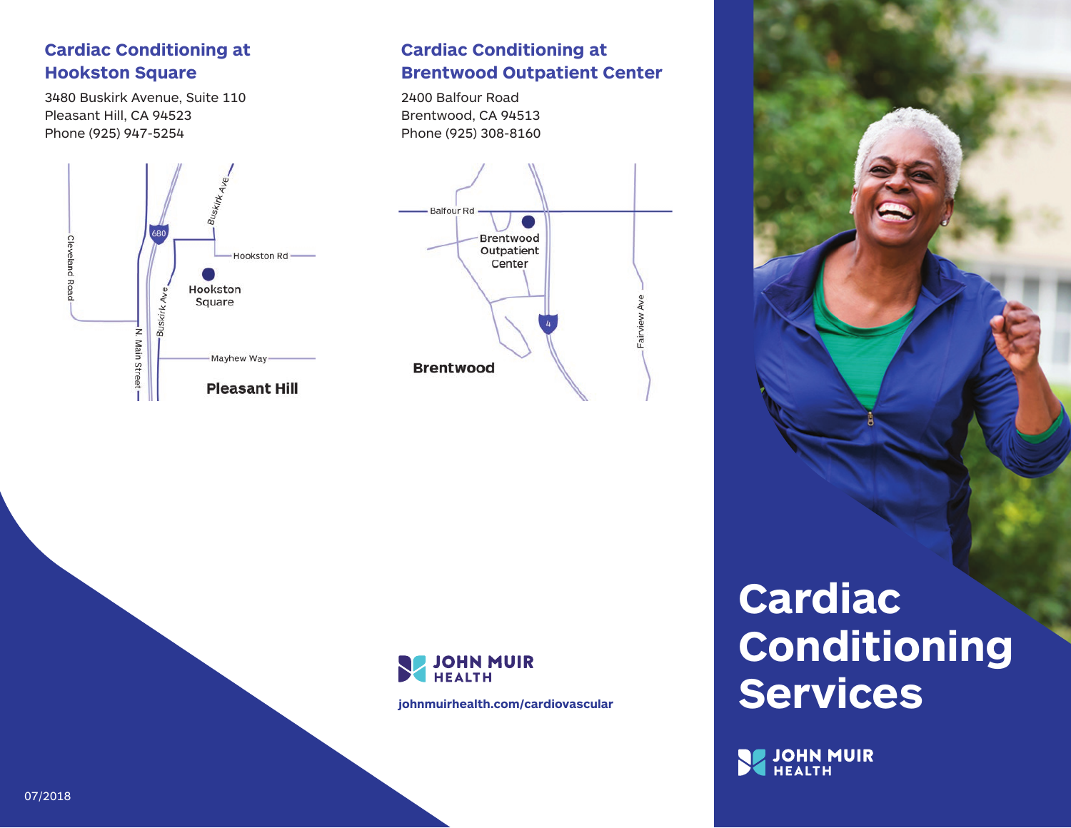## Cardiac Conditioning at Hookston Square

3480 Buskirk Avenue, Suite 110
Pleasant Hill, CA 94523
Phone (925) 947-5254

Cleveland Road
680
Buskirk Ave
Hookston Rd
Hookston Square
Buskirk Ave
N. Main Street
Mayhew Way
Pleasant Hill

## Cardiac Conditioning at Brentwood Outpatient Center

2400 Balfour Road
Brentwood, CA 94513
Phone (925) 308-8160

Balfour Rd
Brentwood Outpatient Center
4
Fairview Ave
Brentwood

JOHN MUIR HEALTH

johnmuirhealth.com/cardiovascular

07/2018

# Cardiac Conditioning Services

JOHN MUIR HEALTH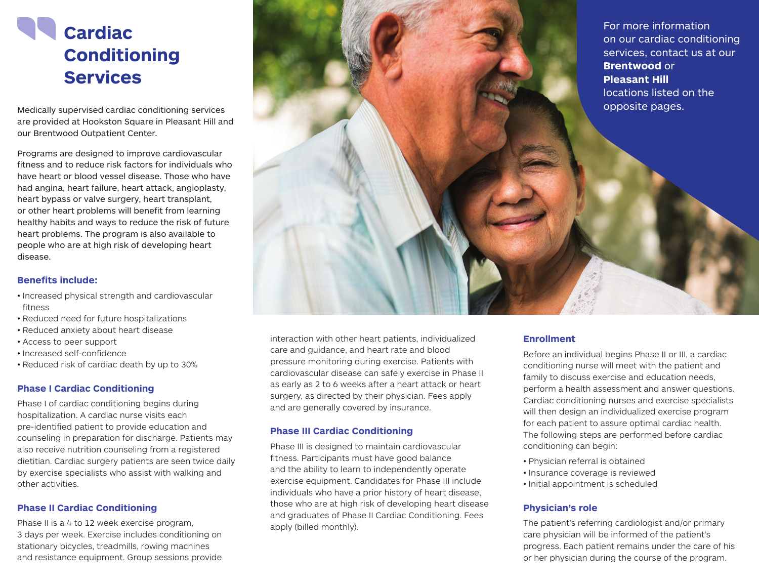# Cardiac Conditioning Services

Medically supervised cardiac conditioning services are provided at Hookston Square in Pleasant Hill and our Brentwood Outpatient Center.

Programs are designed to improve cardiovascular fitness and to reduce risk factors for individuals who have heart or blood vessel disease. Those who have had angina, heart failure, heart attack, angioplasty, heart bypass or valve surgery, heart transplant, or other heart problems will benefit from learning healthy habits and ways to reduce the risk of future heart problems. The program is also available to people who are at high risk of developing heart disease.

### Benefits include:

- Increased physical strength and cardiovascular fitness
- Reduced need for future hospitalizations
- Reduced anxiety about heart disease
- Access to peer support
- Increased self-confidence
- Reduced risk of cardiac death by up to 30%

### Phase I Cardiac Conditioning

Phase I of cardiac conditioning begins during hospitalization. A cardiac nurse visits each pre-identified patient to provide education and counseling in preparation for discharge. Patients may also receive nutrition counseling from a registered dietitian. Cardiac surgery patients are seen twice daily by exercise specialists who assist with walking and other activities.

### Phase II Cardiac Conditioning

Phase II is a 4 to 12 week exercise program, 3 days per week. Exercise includes conditioning on stationary bicycles, treadmills, rowing machines and resistance equipment. Group sessions provide interaction with other heart patients, individualized care and guidance, and heart rate and blood pressure monitoring during exercise. Patients with cardiovascular disease can safely exercise in Phase II as early as 2 to 6 weeks after a heart attack or heart surgery, as directed by their physician. Fees apply and are generally covered by insurance.

### Phase III Cardiac Conditioning

Phase III is designed to maintain cardiovascular fitness. Participants must have good balance and the ability to learn to independently operate exercise equipment. Candidates for Phase III include individuals who have a prior history of heart disease, those who are at high risk of developing heart disease and graduates of Phase II Cardiac Conditioning. Fees apply (billed monthly).

For more information on our cardiac conditioning services, contact us at our **Brentwood** or **Pleasant Hill** locations listed on the opposite pages.

### Enrollment

Before an individual begins Phase II or III, a cardiac conditioning nurse will meet with the patient and family to discuss exercise and education needs, perform a health assessment and answer questions. Cardiac conditioning nurses and exercise specialists will then design an individualized exercise program for each patient to assure optimal cardiac health. The following steps are performed before cardiac conditioning can begin:

- Physician referral is obtained
- Insurance coverage is reviewed
- Initial appointment is scheduled

### Physician's role

The patient's referring cardiologist and/or primary care physician will be informed of the patient's progress. Each patient remains under the care of his or her physician during the course of the program.